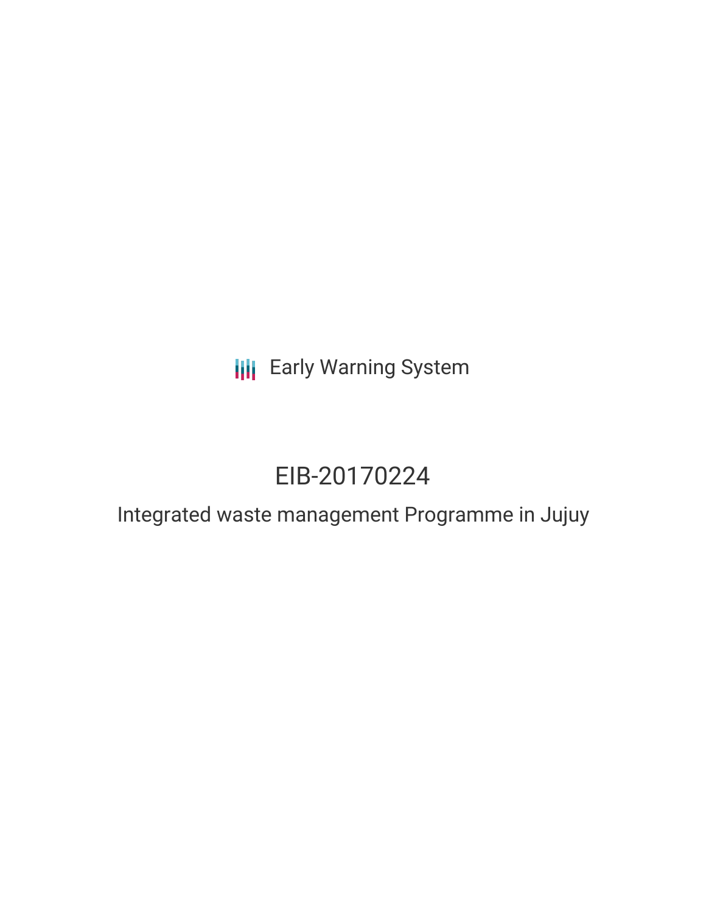Early Warning System

# EIB-20170224

## Integrated waste management Programme in Jujuy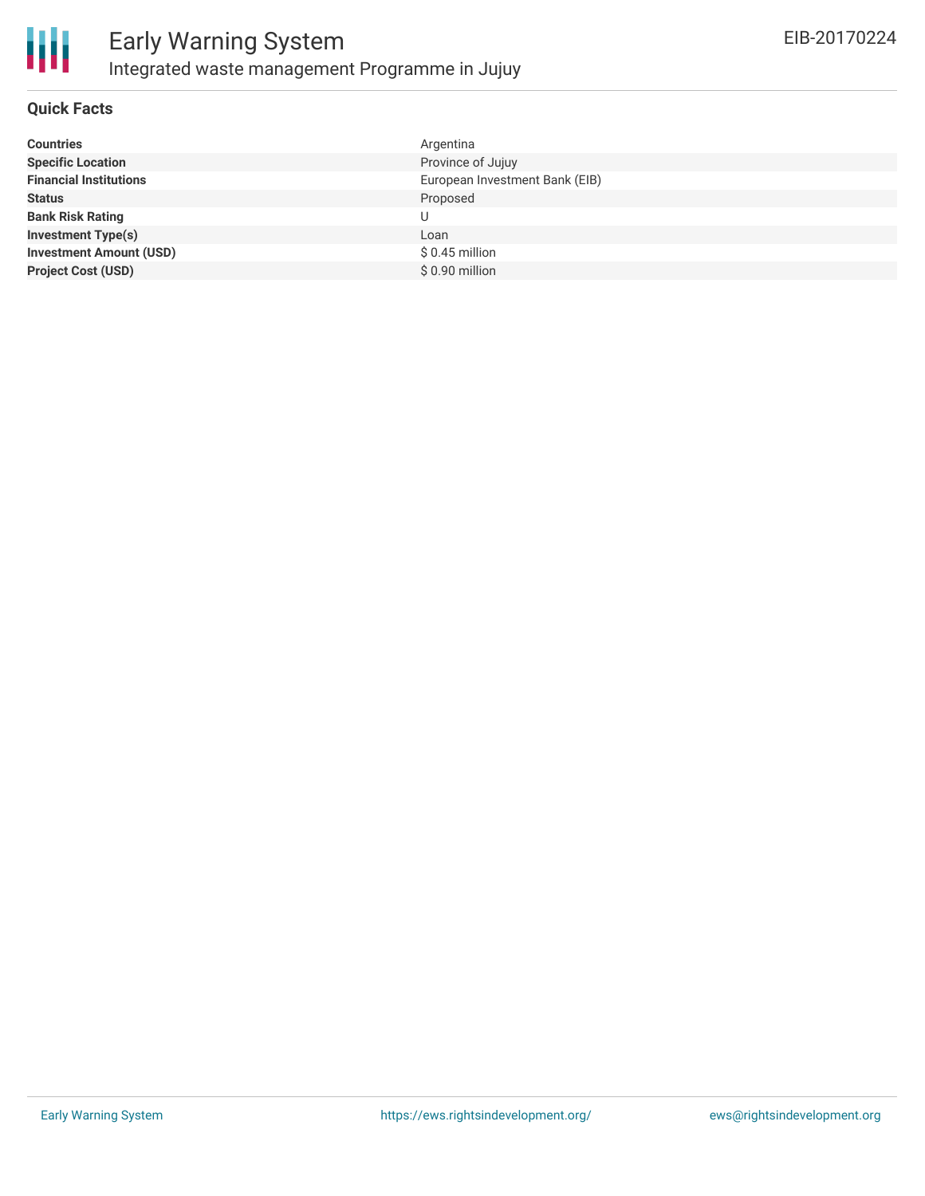# Early Warning System

## Integrated waste management Programme in Jujuy

EIB-20170224

### Quick Facts

| | |
|---|---|
| **Countries** | Argentina |
| **Specific Location** | Province of Jujuy |
| **Financial Institutions** | European Investment Bank (EIB) |
| **Status** | Proposed |
| **Bank Risk Rating** | U |
| **Investment Type(s)** | Loan |
| **Investment Amount (USD)** | $ 0.45 million |
| **Project Cost (USD)** | $ 0.90 million |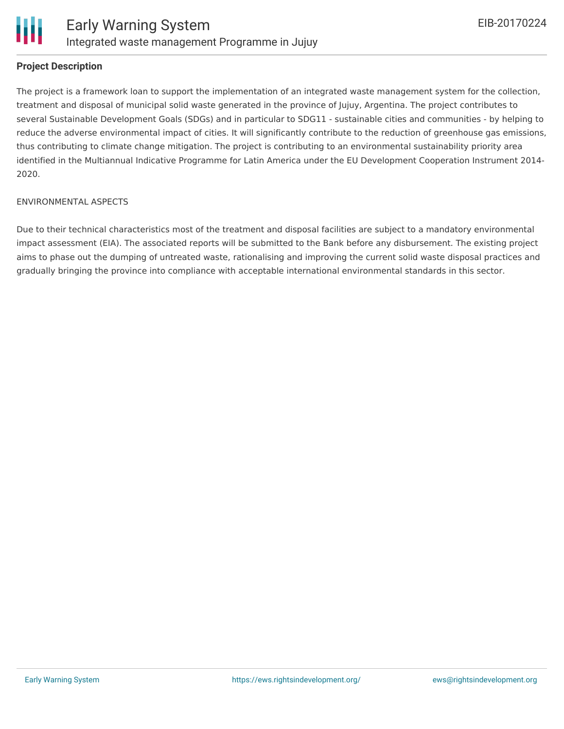### Project Description

The project is a framework loan to support the implementation of an integrated waste management system for the collection, treatment and disposal of municipal solid waste generated in the province of Jujuy, Argentina. The project contributes to several Sustainable Development Goals (SDGs) and in particular to SDG11 - sustainable cities and communities - by helping to reduce the adverse environmental impact of cities. It will significantly contribute to the reduction of greenhouse gas emissions, thus contributing to climate change mitigation. The project is contributing to an environmental sustainability priority area identified in the Multiannual Indicative Programme for Latin America under the EU Development Cooperation Instrument 2014-2020.

ENVIRONMENTAL ASPECTS

Due to their technical characteristics most of the treatment and disposal facilities are subject to a mandatory environmental impact assessment (EIA). The associated reports will be submitted to the Bank before any disbursement. The existing project aims to phase out the dumping of untreated waste, rationalising and improving the current solid waste disposal practices and gradually bringing the province into compliance with acceptable international environmental standards in this sector.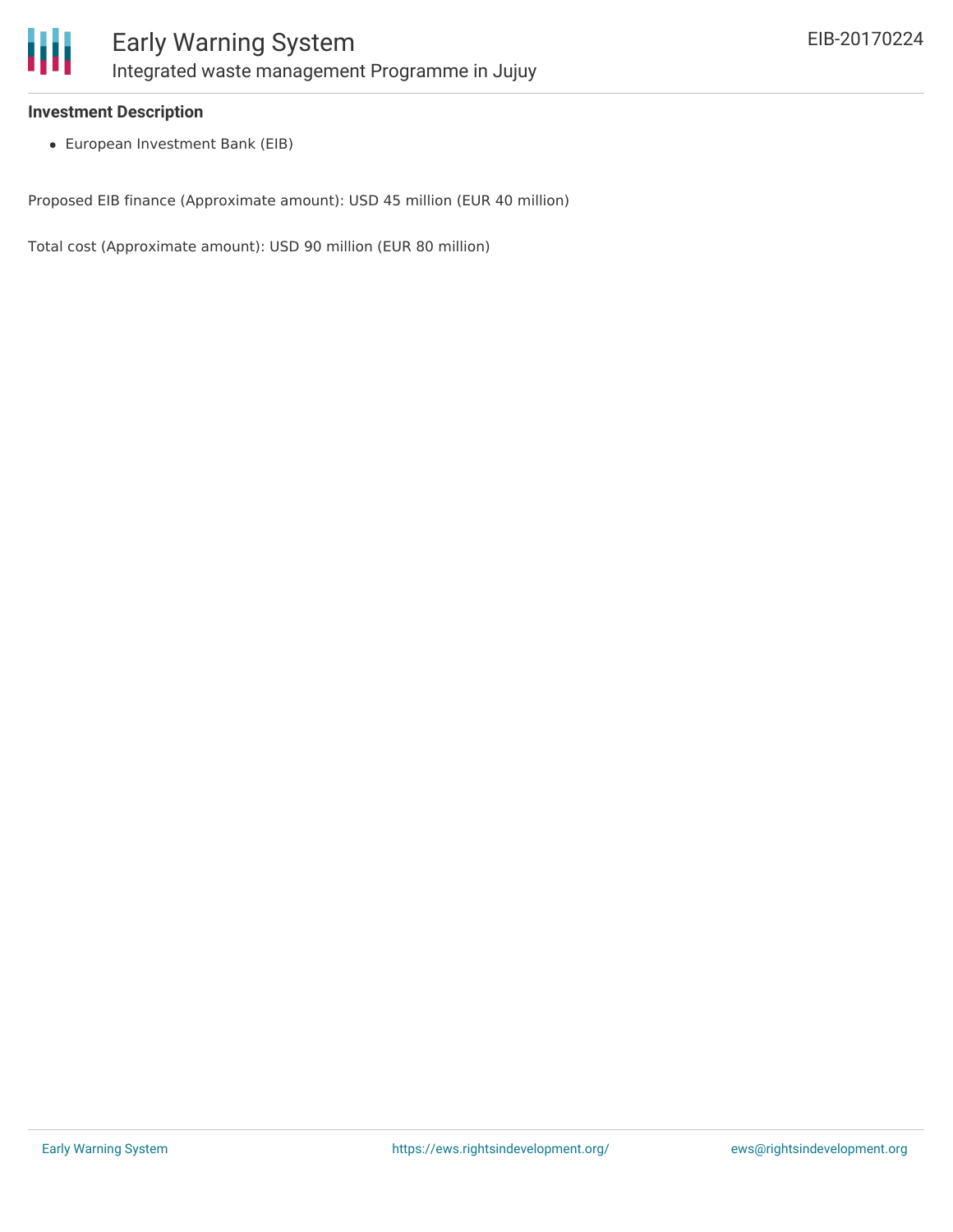**Investment Description**

- European Investment Bank (EIB)

Proposed EIB finance (Approximate amount): USD 45 million (EUR 40 million)

Total cost (Approximate amount): USD 90 million (EUR 80 million)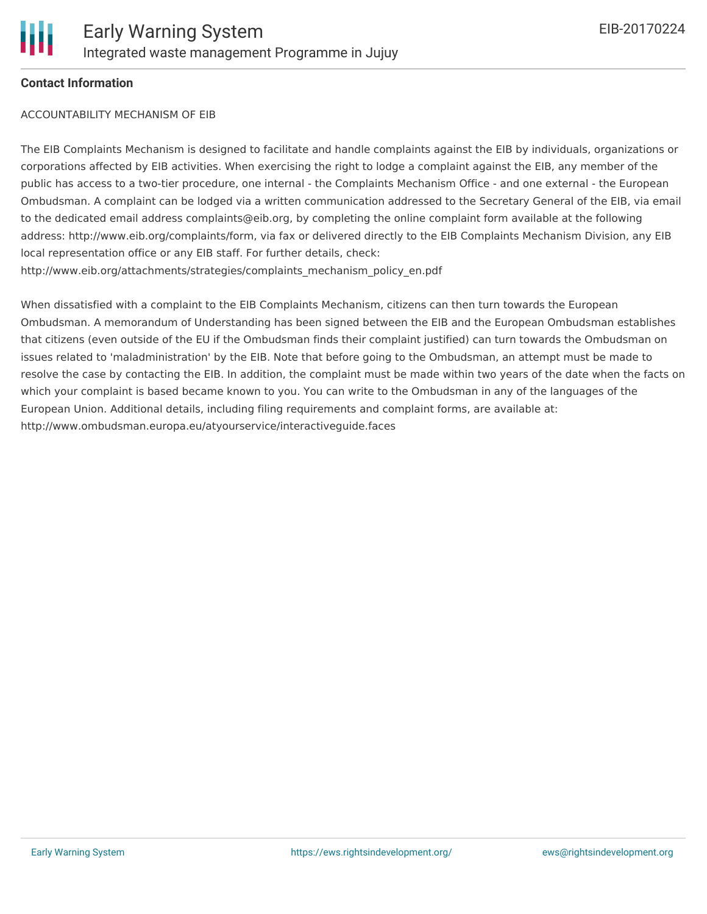**Contact Information**

ACCOUNTABILITY MECHANISM OF EIB

The EIB Complaints Mechanism is designed to facilitate and handle complaints against the EIB by individuals, organizations or corporations affected by EIB activities. When exercising the right to lodge a complaint against the EIB, any member of the public has access to a two-tier procedure, one internal - the Complaints Mechanism Office - and one external - the European Ombudsman. A complaint can be lodged via a written communication addressed to the Secretary General of the EIB, via email to the dedicated email address complaints@eib.org, by completing the online complaint form available at the following address: http://www.eib.org/complaints/form, via fax or delivered directly to the EIB Complaints Mechanism Division, any EIB local representation office or any EIB staff. For further details, check: http://www.eib.org/attachments/strategies/complaints_mechanism_policy_en.pdf

When dissatisfied with a complaint to the EIB Complaints Mechanism, citizens can then turn towards the European Ombudsman. A memorandum of Understanding has been signed between the EIB and the European Ombudsman establishes that citizens (even outside of the EU if the Ombudsman finds their complaint justified) can turn towards the Ombudsman on issues related to 'maladministration' by the EIB. Note that before going to the Ombudsman, an attempt must be made to resolve the case by contacting the EIB. In addition, the complaint must be made within two years of the date when the facts on which your complaint is based became known to you. You can write to the Ombudsman in any of the languages of the European Union. Additional details, including filing requirements and complaint forms, are available at: http://www.ombudsman.europa.eu/atyourservice/interactiveguide.faces